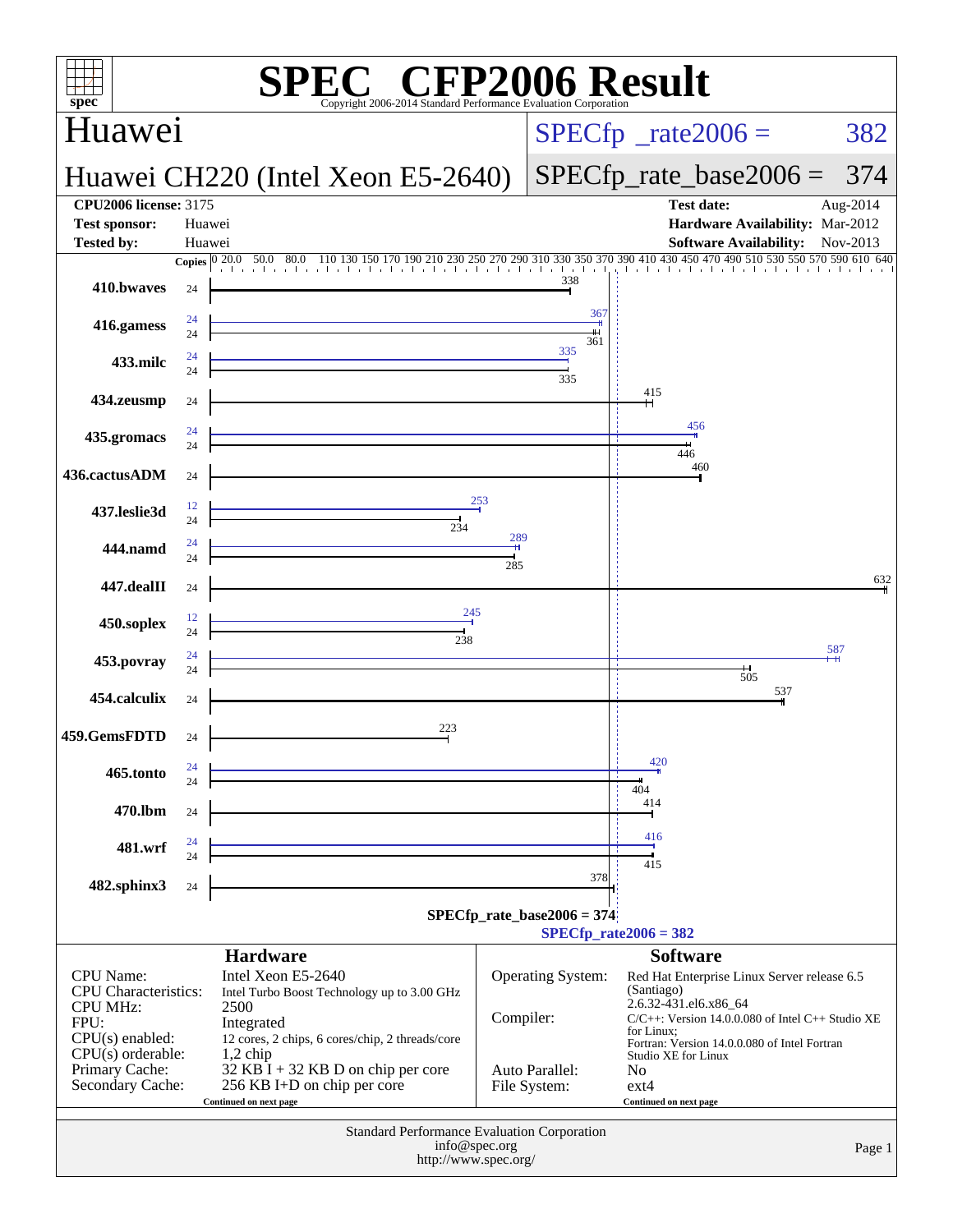# SPEC CFP2006 Result

Copyright 2006-2014 Standard Performance Evaluation Corporation

## Huawei

**Huawei CH220 (Intel Xeon E5-2640)**

SPECfp_rate2006 = 382

SPECfp_rate_base2006 = 374

| | | | |
|---|---|---|---|
| **CPU2006 license:** 3175 | | **Test date:** | Aug-2014 |
| **Test sponsor:** | Huawei | **Hardware Availability:** | Mar-2012 |
| **Tested by:** | Huawei | **Software Availability:** | Nov-2013 |

| Benchmark | Copies (peak) | Copies (base) | Peak | Base |
|---|---|---|---|---|
| 410.bwaves | | 24 | | 338 |
| 416.gamess | 24 | 24 | 367 | 361 |
| 433.milc | 24 | 24 | 335 | 335 |
| 434.zeusmp | | 24 | | 415 |
| 435.gromacs | 24 | 24 | 456 | 446 |
| 436.cactusADM | | 24 | | 460 |
| 437.leslie3d | 12 | 24 | 253 | 234 |
| 444.namd | 24 | 24 | 289 | 285 |
| 447.dealII | | 24 | | 632 |
| 450.soplex | 12 | 24 | 245 | 238 |
| 453.povray | 24 | 24 | 587 | 505 |
| 454.calculix | | 24 | | 537 |
| 459.GemsFDTD | | 24 | | 223 |
| 465.tonto | 24 | 24 | 420 | 404 |
| 470.lbm | | 24 | | 414 |
| 481.wrf | 24 | 24 | 416 | 415 |
| 482.sphinx3 | | 24 | | 378 |

SPECfp_rate_base2006 = 374

SPECfp_rate2006 = 382

## Hardware

| | |
|---|---|
| CPU Name: | Intel Xeon E5-2640 |
| CPU Characteristics: | Intel Turbo Boost Technology up to 3.00 GHz |
| CPU MHz: | 2500 |
| FPU: | Integrated |
| CPU(s) enabled: | 12 cores, 2 chips, 6 cores/chip, 2 threads/core |
| CPU(s) orderable: | 1,2 chip |
| Primary Cache: | 32 KB I + 32 KB D on chip per core |
| Secondary Cache: | 256 KB I+D on chip per core |

Continued on next page

## Software

| | |
|---|---|
| Operating System: | Red Hat Enterprise Linux Server release 6.5 (Santiago) 2.6.32-431.el6.x86_64 |
| Compiler: | C/C++: Version 14.0.0.080 of Intel C++ Studio XE for Linux; Fortran: Version 14.0.0.080 of Intel Fortran Studio XE for Linux |
| Auto Parallel: | No |
| File System: | ext4 |

Continued on next page

Standard Performance Evaluation Corporation
info@spec.org
http://www.spec.org/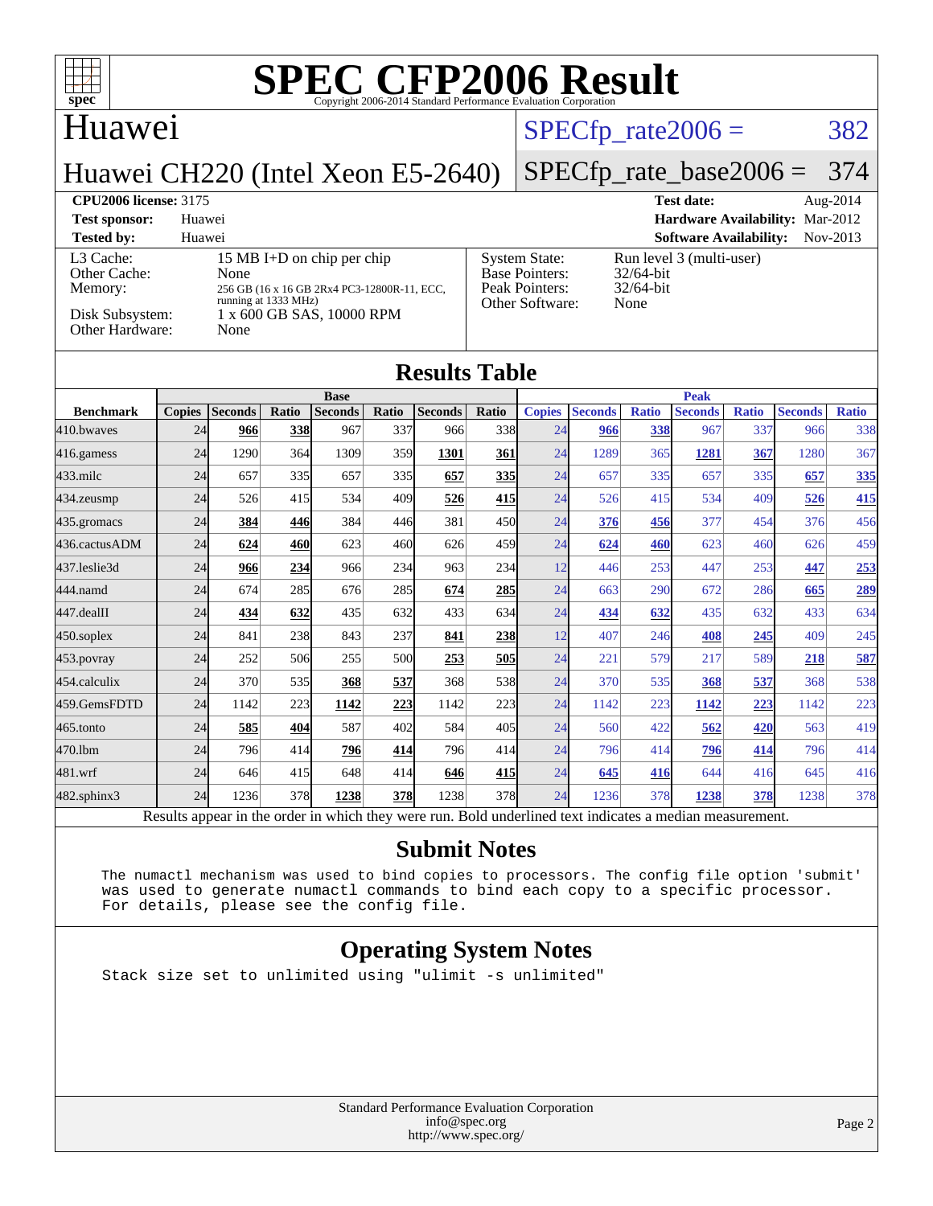# SPEC CFP2006 Result

Copyright 2006-2014 Standard Performance Evaluation Corporation

## Huawei

Huawei CH220 (Intel Xeon E5-2640)

SPECfp_rate2006 = 382

SPECfp_rate_base2006 = 374

| | | | |
|---|---|---|---|
| **CPU2006 license:** 3175 | | **Test date:** | Aug-2014 |
| **Test sponsor:** | Huawei | **Hardware Availability:** | Mar-2012 |
| **Tested by:** | Huawei | **Software Availability:** | Nov-2013 |

| | | | |
|---|---|---|---|
| L3 Cache: | 15 MB I+D on chip per chip | System State: | Run level 3 (multi-user) |
| Other Cache: | None | Base Pointers: | 32/64-bit |
| Memory: | 256 GB (16 x 16 GB 2Rx4 PC3-12800R-11, ECC, running at 1333 MHz) | Peak Pointers: | 32/64-bit |
| Disk Subsystem: | 1 x 600 GB SAS, 10000 RPM | Other Software: | None |
| Other Hardware: | None | | |

## Results Table

| Benchmark | Base | | | | | | | Peak | | | | | | |
|---|---|---|---|---|---|---|---|---|---|---|---|---|---|---|
| | Copies | Seconds | Ratio | Seconds | Ratio | Seconds | Ratio | Copies | Seconds | Ratio | Seconds | Ratio | Seconds | Ratio |
| 410.bwaves | 24 | **966** | **338** | 967 | 337 | 966 | 338 | 24 | **966** | **338** | 967 | 337 | 966 | 338 |
| 416.gamess | 24 | 1290 | 364 | 1309 | 359 | **1301** | **361** | 24 | 1289 | 365 | **1281** | **367** | 1280 | 367 |
| 433.milc | 24 | 657 | 335 | 657 | 335 | **657** | **335** | 24 | 657 | 335 | 657 | 335 | **657** | **335** |
| 434.zeusmp | 24 | 526 | 415 | 534 | 409 | **526** | **415** | 24 | 526 | 415 | 534 | 409 | **526** | **415** |
| 435.gromacs | 24 | **384** | **446** | 384 | 446 | 381 | 450 | 24 | **376** | **456** | 377 | 454 | 376 | 456 |
| 436.cactusADM | 24 | **624** | **460** | 623 | 460 | 626 | 459 | 24 | **624** | **460** | 623 | 460 | 626 | 459 |
| 437.leslie3d | 24 | **966** | **234** | 966 | 234 | 963 | 234 | 12 | 446 | 253 | 447 | 253 | **447** | **253** |
| 444.namd | 24 | 674 | 285 | 676 | 285 | **674** | **285** | 24 | 663 | 290 | 672 | 286 | **665** | **289** |
| 447.dealII | 24 | **434** | **632** | 435 | 632 | 433 | 634 | 24 | **434** | **632** | 435 | 632 | 433 | 634 |
| 450.soplex | 24 | 841 | 238 | 843 | 237 | **841** | **238** | 12 | 407 | 246 | **408** | **245** | 409 | 245 |
| 453.povray | 24 | 252 | 506 | 255 | 500 | **253** | **505** | 24 | 221 | 579 | 217 | 589 | **218** | **587** |
| 454.calculix | 24 | 370 | 535 | **368** | **537** | 368 | 538 | 24 | 370 | 535 | **368** | **537** | 368 | 538 |
| 459.GemsFDTD | 24 | 1142 | 223 | **1142** | **223** | 1142 | 223 | 24 | 1142 | 223 | **1142** | **223** | 1142 | 223 |
| 465.tonto | 24 | **585** | **404** | 587 | 402 | 584 | 405 | 24 | 560 | 422 | **562** | **420** | 563 | 419 |
| 470.lbm | 24 | 796 | 414 | **796** | **414** | 796 | 414 | 24 | 796 | 414 | **796** | **414** | 796 | 414 |
| 481.wrf | 24 | 646 | 415 | 648 | 414 | **646** | **415** | 24 | **645** | **416** | 644 | 416 | 645 | 416 |
| 482.sphinx3 | 24 | 1236 | 378 | **1238** | **378** | 1238 | 378 | 24 | 1236 | 378 | **1238** | **378** | 1238 | 378 |

Results appear in the order in which they were run. Bold underlined text indicates a median measurement.

## Submit Notes

```
The numactl mechanism was used to bind copies to processors. The config file option 'submit'
was used to generate numactl commands to bind each copy to a specific processor.
For details, please see the config file.
```

## Operating System Notes

```
Stack size set to unlimited using "ulimit -s unlimited"
```

Standard Performance Evaluation Corporation
info@spec.org
http://www.spec.org/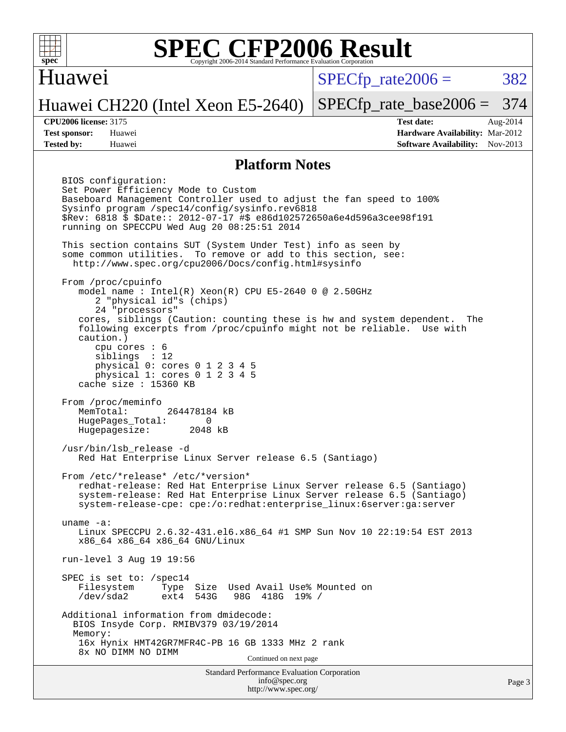# SPEC CFP2006 Result

Copyright 2006-2014 Standard Performance Evaluation Corporation

**Huawei**

**Huawei CH220 (Intel Xeon E5-2640)**

SPECfp_rate2006 = 382

SPECfp_rate_base2006 = 374

| | | | |
|---|---|---|---|
| **CPU2006 license:** 3175 | | **Test date:** | Aug-2014 |
| **Test sponsor:** | Huawei | **Hardware Availability:** | Mar-2012 |
| **Tested by:** | Huawei | **Software Availability:** | Nov-2013 |

## Platform Notes

```
BIOS configuration:
Set Power Efficiency Mode to Custom
Baseboard Management Controller used to adjust the fan speed to 100%
Sysinfo program /spec14/config/sysinfo.rev6818
$Rev: 6818 $ $Date:: 2012-07-17 #$ e86d102572650a6e4d596a3cee98f191
running on SPECCPU Wed Aug 20 08:25:51 2014

This section contains SUT (System Under Test) info as seen by
some common utilities.  To remove or add to this section, see:
  http://www.spec.org/cpu2006/Docs/config.html#sysinfo

From /proc/cpuinfo
   model name : Intel(R) Xeon(R) CPU E5-2640 0 @ 2.50GHz
      2 "physical id"s (chips)
      24 "processors"
   cores, siblings (Caution: counting these is hw and system dependent.  The
   following excerpts from /proc/cpuinfo might not be reliable.  Use with
   caution.)
      cpu cores : 6
      siblings  : 12
      physical 0: cores 0 1 2 3 4 5
      physical 1: cores 0 1 2 3 4 5
   cache size : 15360 KB

From /proc/meminfo
   MemTotal:       264478184 kB
   HugePages_Total:       0
   Hugepagesize:       2048 kB

/usr/bin/lsb_release -d
   Red Hat Enterprise Linux Server release 6.5 (Santiago)

From /etc/*release* /etc/*version*
   redhat-release: Red Hat Enterprise Linux Server release 6.5 (Santiago)
   system-release: Red Hat Enterprise Linux Server release 6.5 (Santiago)
   system-release-cpe: cpe:/o:redhat:enterprise_linux:6server:ga:server

uname -a:
   Linux SPECCPU 2.6.32-431.el6.x86_64 #1 SMP Sun Nov 10 22:19:54 EST 2013
   x86_64 x86_64 x86_64 GNU/Linux

run-level 3 Aug 19 19:56

SPEC is set to: /spec14
   Filesystem     Type  Size  Used Avail Use% Mounted on
   /dev/sda2      ext4  543G   98G  418G  19% /

Additional information from dmidecode:
  BIOS Insyde Corp. RMIBV379 03/19/2014
  Memory:
   16x Hynix HMT42GR7MFR4C-PB 16 GB 1333 MHz 2 rank
   8x NO DIMM NO DIMM
```

Continued on next page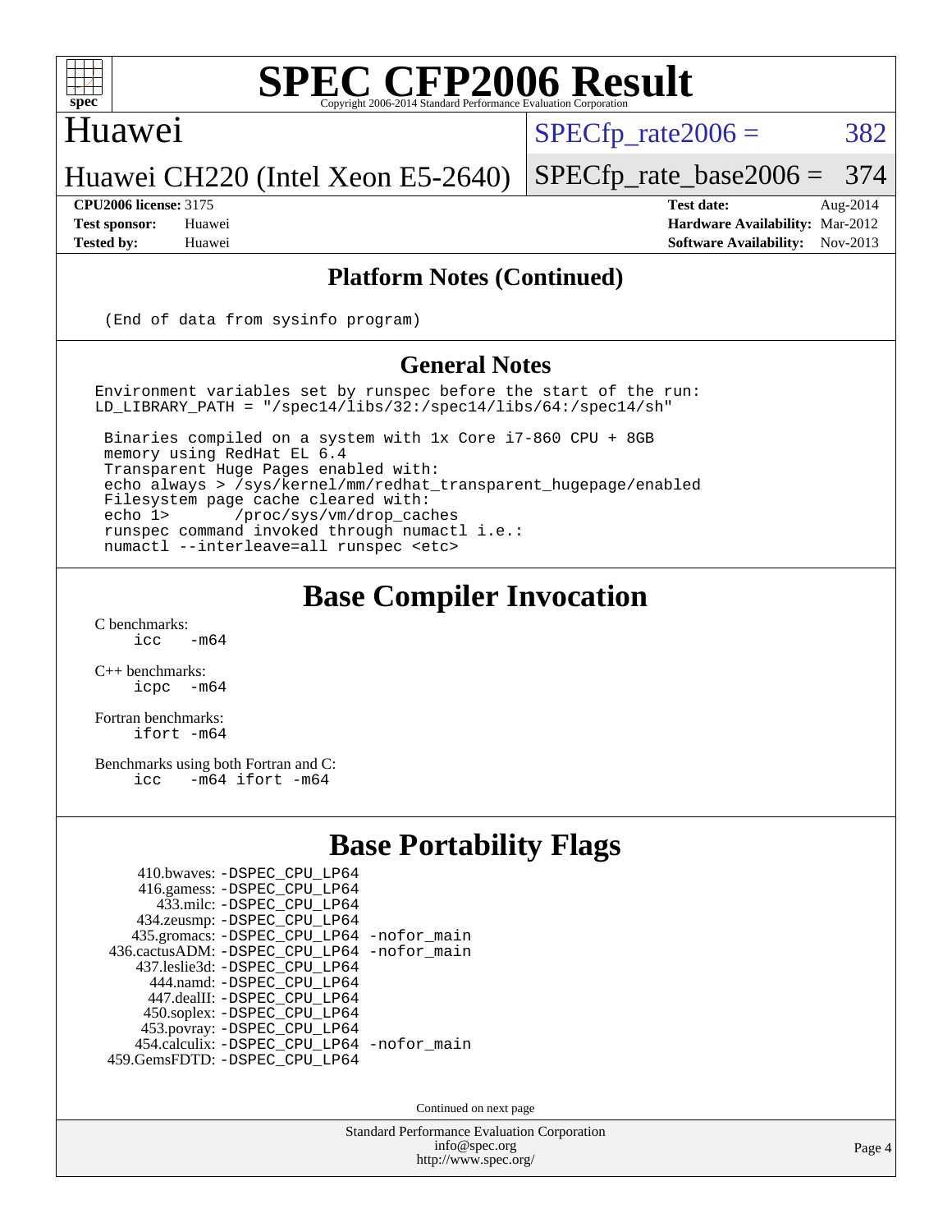## Platform Notes (Continued)

```
(End of data from sysinfo program)
```

## General Notes

```
Environment variables set by runspec before the start of the run:
LD_LIBRARY_PATH = "/spec14/libs/32:/spec14/libs/64:/spec14/sh"

 Binaries compiled on a system with 1x Core i7-860 CPU + 8GB
 memory using RedHat EL 6.4
 Transparent Huge Pages enabled with:
 echo always > /sys/kernel/mm/redhat_transparent_hugepage/enabled
 Filesystem page cache cleared with:
 echo 1>       /proc/sys/vm/drop_caches
 runspec command invoked through numactl i.e.:
 numactl --interleave=all runspec <etc>
```

# Base Compiler Invocation

C benchmarks:
```
icc   -m64
```

C++ benchmarks:
```
icpc  -m64
```

Fortran benchmarks:
```
ifort -m64
```

Benchmarks using both Fortran and C:
```
icc   -m64 ifort -m64
```

# Base Portability Flags

```
     410.bwaves: -DSPEC_CPU_LP64
     416.gamess: -DSPEC_CPU_LP64
       433.milc: -DSPEC_CPU_LP64
     434.zeusmp: -DSPEC_CPU_LP64
    435.gromacs: -DSPEC_CPU_LP64 -nofor_main
 436.cactusADM: -DSPEC_CPU_LP64 -nofor_main
    437.leslie3d: -DSPEC_CPU_LP64
      444.namd: -DSPEC_CPU_LP64
     447.dealII: -DSPEC_CPU_LP64
     450.soplex: -DSPEC_CPU_LP64
     453.povray: -DSPEC_CPU_LP64
   454.calculix: -DSPEC_CPU_LP64 -nofor_main
  459.GemsFDTD: -DSPEC_CPU_LP64
```

Continued on next page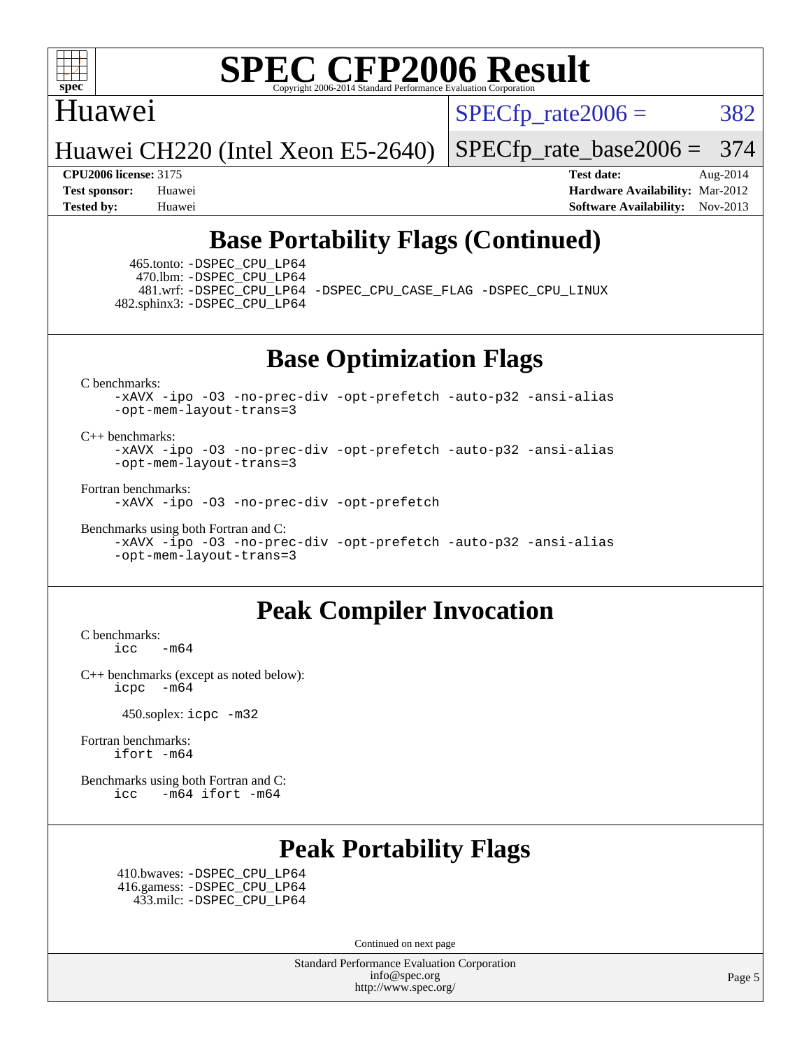# SPEC CFP2006 Result

Copyright 2006-2014 Standard Performance Evaluation Corporation

Huawei

Huawei CH220 (Intel Xeon E5-2640)

SPECfp_rate2006 = 382

SPECfp_rate_base2006 = 374

**CPU2006 license:** 3175
**Test sponsor:** Huawei
**Tested by:** Huawei

**Test date:** Aug-2014
**Hardware Availability:** Mar-2012
**Software Availability:** Nov-2013

## Base Portability Flags (Continued)

465.tonto: -DSPEC_CPU_LP64
470.lbm: -DSPEC_CPU_LP64
481.wrf: -DSPEC_CPU_LP64 -DSPEC_CPU_CASE_FLAG -DSPEC_CPU_LINUX
482.sphinx3: -DSPEC_CPU_LP64

## Base Optimization Flags

C benchmarks:
-xAVX -ipo -O3 -no-prec-div -opt-prefetch -auto-p32 -ansi-alias -opt-mem-layout-trans=3

C++ benchmarks:
-xAVX -ipo -O3 -no-prec-div -opt-prefetch -auto-p32 -ansi-alias -opt-mem-layout-trans=3

Fortran benchmarks:
-xAVX -ipo -O3 -no-prec-div -opt-prefetch

Benchmarks using both Fortran and C:
-xAVX -ipo -O3 -no-prec-div -opt-prefetch -auto-p32 -ansi-alias -opt-mem-layout-trans=3

## Peak Compiler Invocation

C benchmarks:
icc -m64

C++ benchmarks (except as noted below):
icpc -m64

450.soplex: icpc -m32

Fortran benchmarks:
ifort -m64

Benchmarks using both Fortran and C:
icc -m64 ifort -m64

## Peak Portability Flags

410.bwaves: -DSPEC_CPU_LP64
416.gamess: -DSPEC_CPU_LP64
433.milc: -DSPEC_CPU_LP64

Continued on next page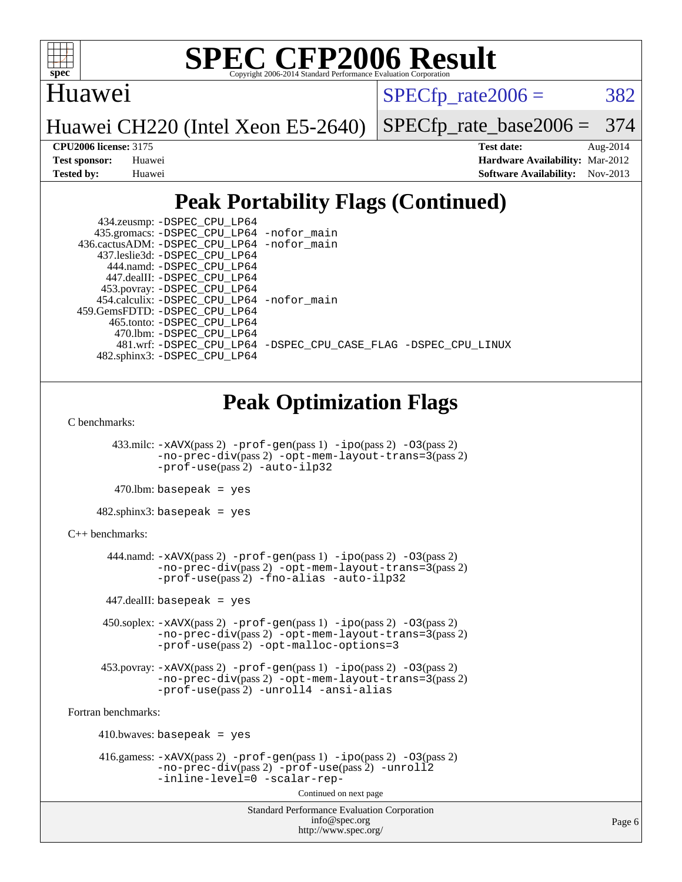# SPEC CFP2006 Result

Copyright 2006-2014 Standard Performance Evaluation Corporation

Huawei

Huawei CH220 (Intel Xeon E5-2640)

SPECfp_rate2006 = 382

SPECfp_rate_base2006 = 374

**CPU2006 license:** 3175
**Test sponsor:** Huawei
**Tested by:** Huawei

**Test date:** Aug-2014
**Hardware Availability:** Mar-2012
**Software Availability:** Nov-2013

## Peak Portability Flags (Continued)

434.zeusmp: -DSPEC_CPU_LP64
435.gromacs: -DSPEC_CPU_LP64 -nofor_main
436.cactusADM: -DSPEC_CPU_LP64 -nofor_main
437.leslie3d: -DSPEC_CPU_LP64
444.namd: -DSPEC_CPU_LP64
447.dealII: -DSPEC_CPU_LP64
453.povray: -DSPEC_CPU_LP64
454.calculix: -DSPEC_CPU_LP64 -nofor_main
459.GemsFDTD: -DSPEC_CPU_LP64
465.tonto: -DSPEC_CPU_LP64
470.lbm: -DSPEC_CPU_LP64
481.wrf: -DSPEC_CPU_LP64 -DSPEC_CPU_CASE_FLAG -DSPEC_CPU_LINUX
482.sphinx3: -DSPEC_CPU_LP64

## Peak Optimization Flags

C benchmarks:

433.milc: -xAVX(pass 2) -prof-gen(pass 1) -ipo(pass 2) -O3(pass 2) -no-prec-div(pass 2) -opt-mem-layout-trans=3(pass 2) -prof-use(pass 2) -auto-ilp32

470.lbm: basepeak = yes

482.sphinx3: basepeak = yes

C++ benchmarks:

444.namd: -xAVX(pass 2) -prof-gen(pass 1) -ipo(pass 2) -O3(pass 2) -no-prec-div(pass 2) -opt-mem-layout-trans=3(pass 2) -prof-use(pass 2) -fno-alias -auto-ilp32

447.dealII: basepeak = yes

450.soplex: -xAVX(pass 2) -prof-gen(pass 1) -ipo(pass 2) -O3(pass 2) -no-prec-div(pass 2) -opt-mem-layout-trans=3(pass 2) -prof-use(pass 2) -opt-malloc-options=3

453.povray: -xAVX(pass 2) -prof-gen(pass 1) -ipo(pass 2) -O3(pass 2) -no-prec-div(pass 2) -opt-mem-layout-trans=3(pass 2) -prof-use(pass 2) -unroll4 -ansi-alias

Fortran benchmarks:

410.bwaves: basepeak = yes

416.gamess: -xAVX(pass 2) -prof-gen(pass 1) -ipo(pass 2) -O3(pass 2) -no-prec-div(pass 2) -prof-use(pass 2) -unroll2 -inline-level=0 -scalar-rep-

Continued on next page

Standard Performance Evaluation Corporation
info@spec.org
http://www.spec.org/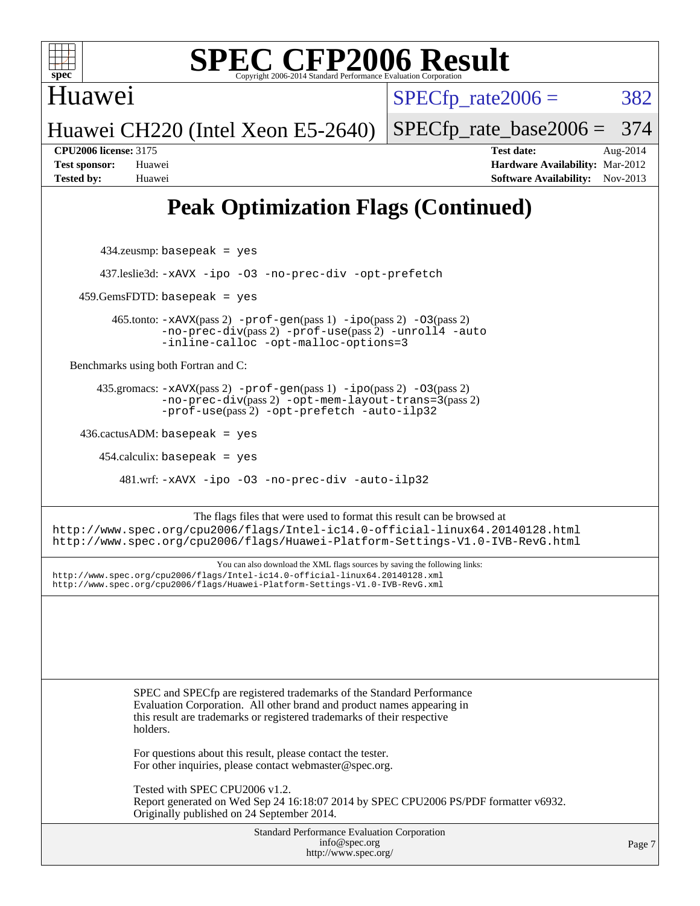# Peak Optimization Flags (Continued)

434.zeusmp: basepeak = yes

437.leslie3d: -xAVX -ipo -O3 -no-prec-div -opt-prefetch

459.GemsFDTD: basepeak = yes

465.tonto: -xAVX(pass 2) -prof-gen(pass 1) -ipo(pass 2) -O3(pass 2) -no-prec-div(pass 2) -prof-use(pass 2) -unroll4 -auto -inline-calloc -opt-malloc-options=3

Benchmarks using both Fortran and C:

435.gromacs: -xAVX(pass 2) -prof-gen(pass 1) -ipo(pass 2) -O3(pass 2) -no-prec-div(pass 2) -opt-mem-layout-trans=3(pass 2) -prof-use(pass 2) -opt-prefetch -auto-ilp32

436.cactusADM: basepeak = yes

454.calculix: basepeak = yes

481.wrf: -xAVX -ipo -O3 -no-prec-div -auto-ilp32

The flags files that were used to format this result can be browsed at
http://www.spec.org/cpu2006/flags/Intel-ic14.0-official-linux64.20140128.html
http://www.spec.org/cpu2006/flags/Huawei-Platform-Settings-V1.0-IVB-RevG.html

You can also download the XML flags sources by saving the following links:
http://www.spec.org/cpu2006/flags/Intel-ic14.0-official-linux64.20140128.xml
http://www.spec.org/cpu2006/flags/Huawei-Platform-Settings-V1.0-IVB-RevG.xml

SPEC and SPECfp are registered trademarks of the Standard Performance Evaluation Corporation. All other brand and product names appearing in this result are trademarks or registered trademarks of their respective holders.

For questions about this result, please contact the tester.
For other inquiries, please contact webmaster@spec.org.

Tested with SPEC CPU2006 v1.2.
Report generated on Wed Sep 24 16:18:07 2014 by SPEC CPU2006 PS/PDF formatter v6932.
Originally published on 24 September 2014.